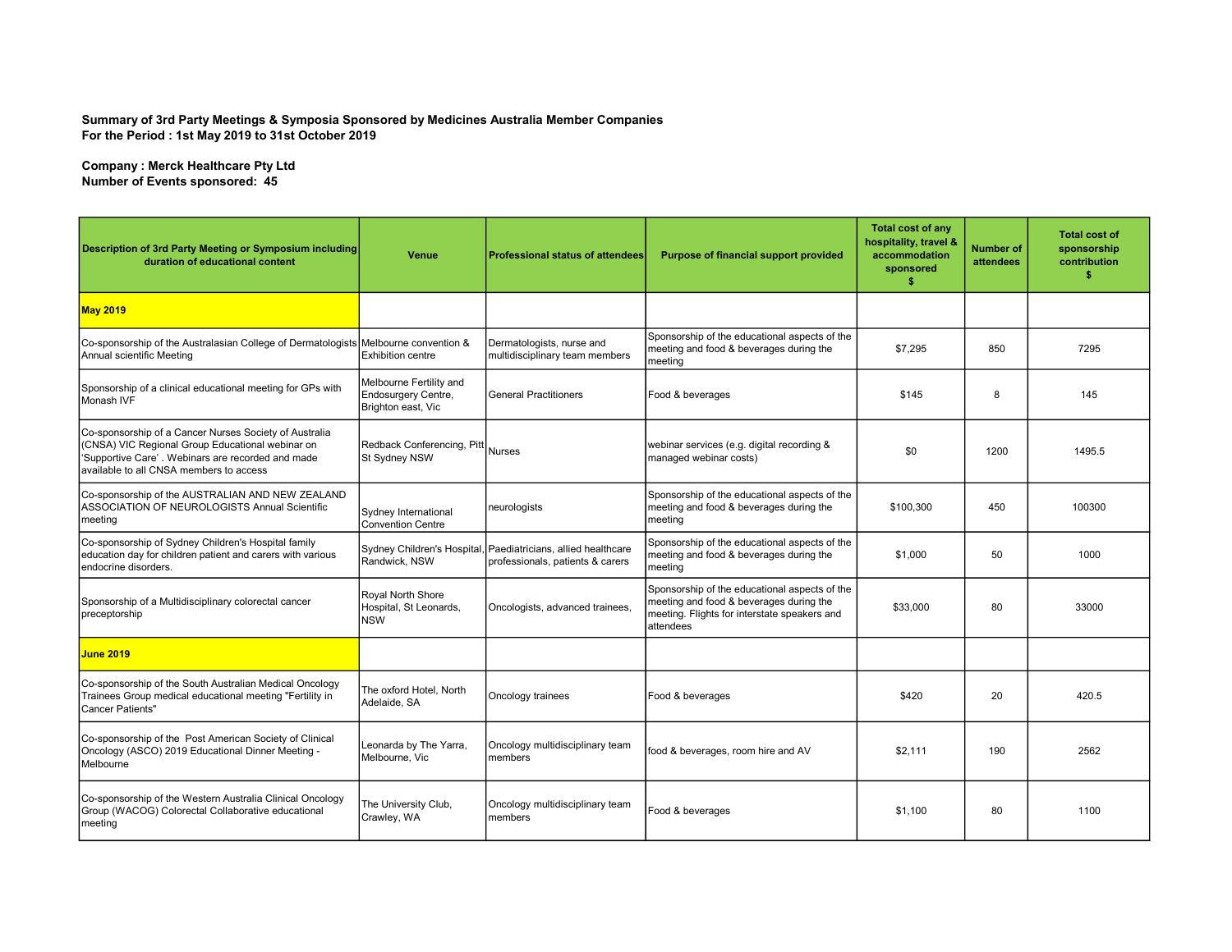**Summary of 3rd Party Meetings & Symposia Sponsored by Medicines Australia Member Companies**
**For the Period : 1st May 2019 to 31st October 2019**

**Company : Merck Healthcare Pty Ltd**
**Number of Events sponsored: 45**

| Description of 3rd Party Meeting or Symposium including duration of educational content | Venue | Professional status of attendees | Purpose of financial support provided | Total cost of any hospitality, travel & accommodation sponsored $ | Number of attendees | Total cost of sponsorship contribution $ |
|---|---|---|---|---|---|---|
| **May 2019** | | | | | | |
| Co-sponsorship of the Australasian College of Dermatologists Annual scientific Meeting | Melbourne convention & Exhibition centre | Dermatologists, nurse and multidisciplinary team members | Sponsorship of the educational aspects of the meeting and food & beverages during the meeting | $7,295 | 850 | 7295 |
| Sponsorship of a clinical educational meeting for GPs with Monash IVF | Melbourne Fertility and Endosurgery Centre, Brighton east, Vic | General Practitioners | Food & beverages | $145 | 8 | 145 |
| Co-sponsorship of a Cancer Nurses Society of Australia (CNSA) VIC Regional Group Educational webinar on 'Supportive Care' . Webinars are recorded and made available to all CNSA members to access | Redback Conferencing, Pitt St Sydney NSW | Nurses | webinar services (e.g. digital recording & managed webinar costs) | $0 | 1200 | 1495.5 |
| Co-sponsorship of the AUSTRALIAN AND NEW ZEALAND ASSOCIATION OF NEUROLOGISTS Annual Scientific meeting | Sydney International Convention Centre | neurologists | Sponsorship of the educational aspects of the meeting and food & beverages during the meeting | $100,300 | 450 | 100300 |
| Co-sponsorship of Sydney Children's Hospital family education day for children patient and carers with various endocrine disorders. | Sydney Children's Hospital, Randwick, NSW | Paediatricians, allied healthcare professionals, patients & carers | Sponsorship of the educational aspects of the meeting and food & beverages during the meeting | $1,000 | 50 | 1000 |
| Sponsorship of a Multidisciplinary colorectal cancer preceptorship | Royal North Shore Hospital, St Leonards, NSW | Oncologists, advanced trainees, | Sponsorship of the educational aspects of the meeting and food & beverages during the meeting. Flights for interstate speakers and attendees | $33,000 | 80 | 33000 |
| **June 2019** | | | | | | |
| Co-sponsorship of the South Australian Medical Oncology Trainees Group medical educational meeting "Fertility in Cancer Patients" | The oxford Hotel, North Adelaide, SA | Oncology trainees | Food & beverages | $420 | 20 | 420.5 |
| Co-sponsorship of the Post American Society of Clinical Oncology (ASCO) 2019 Educational Dinner Meeting - Melbourne | Leonarda by The Yarra, Melbourne, Vic | Oncology multidisciplinary team members | food & beverages, room hire and AV | $2,111 | 190 | 2562 |
| Co-sponsorship of the Western Australia Clinical Oncology Group (WACOG) Colorectal Collaborative educational meeting | The University Club, Crawley, WA | Oncology multidisciplinary team members | Food & beverages | $1,100 | 80 | 1100 |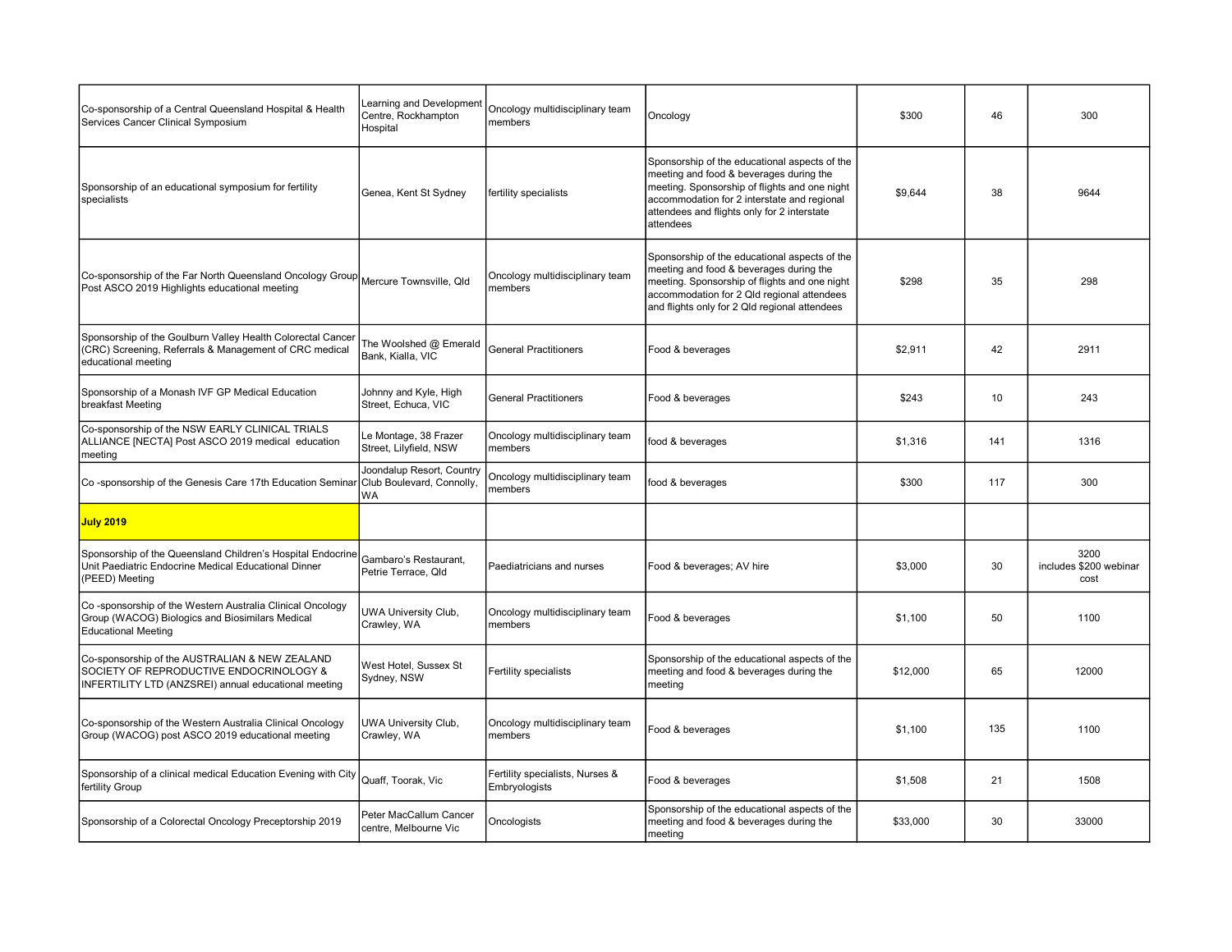| | | | | | | |
|---|---|---|---|---|---|---|
| Co-sponsorship of a Central Queensland Hospital & Health Services Cancer Clinical Symposium | Learning and Development Centre, Rockhampton Hospital | Oncology multidisciplinary team members | Oncology | $300 | 46 | 300 |
| Sponsorship of an educational symposium for fertility specialists | Genea, Kent St Sydney | fertility specialists | Sponsorship of the educational aspects of the meeting and food & beverages during the meeting. Sponsorship of flights and one night accommodation for 2 interstate and regional attendees and flights only for 2 interstate attendees | $9,644 | 38 | 9644 |
| Co-sponsorship of the Far North Queensland Oncology Group Post ASCO 2019 Highlights educational meeting | Mercure Townsville, Qld | Oncology multidisciplinary team members | Sponsorship of the educational aspects of the meeting and food & beverages during the meeting. Sponsorship of flights and one night accommodation for 2 Qld regional attendees and flights only for 2 Qld regional attendees | $298 | 35 | 298 |
| Sponsorship of the Goulburn Valley Health Colorectal Cancer (CRC) Screening, Referrals & Management of CRC medical educational meeting | The Woolshed @ Emerald Bank, Kialla, VIC | General Practitioners | Food & beverages | $2,911 | 42 | 2911 |
| Sponsorship of a Monash IVF GP Medical Education breakfast Meeting | Johnny and Kyle, High Street, Echuca, VIC | General Practitioners | Food & beverages | $243 | 10 | 243 |
| Co-sponsorship of the NSW EARLY CLINICAL TRIALS ALLIANCE [NECTA] Post ASCO 2019 medical education meeting | Le Montage, 38 Frazer Street, Lilyfield, NSW | Oncology multidisciplinary team members | food & beverages | $1,316 | 141 | 1316 |
| Co -sponsorship of the Genesis Care 17th Education Seminar | Joondalup Resort, Country Club Boulevard, Connolly, WA | Oncology multidisciplinary team members | food & beverages | $300 | 117 | 300 |
| **July 2019** | | | | | | |
| Sponsorship of the Queensland Children's Hospital Endocrine Unit Paediatric Endocrine Medical Educational Dinner (PEED) Meeting | Gambaro's Restaurant, Petrie Terrace, Qld | Paediatricians and nurses | Food & beverages; AV hire | $3,000 | 30 | 3200 includes $200 webinar cost |
| Co -sponsorship of the Western Australia Clinical Oncology Group (WACOG) Biologics and Biosimilars Medical Educational Meeting | UWA University Club, Crawley, WA | Oncology multidisciplinary team members | Food & beverages | $1,100 | 50 | 1100 |
| Co-sponsorship of the AUSTRALIAN & NEW ZEALAND SOCIETY OF REPRODUCTIVE ENDOCRINOLOGY & INFERTILITY LTD (ANZSREI) annual educational meeting | West Hotel, Sussex St Sydney, NSW | Fertility specialists | Sponsorship of the educational aspects of the meeting and food & beverages during the meeting | $12,000 | 65 | 12000 |
| Co-sponsorship of the Western Australia Clinical Oncology Group (WACOG) post ASCO 2019 educational meeting | UWA University Club, Crawley, WA | Oncology multidisciplinary team members | Food & beverages | $1,100 | 135 | 1100 |
| Sponsorship of a clinical medical Education Evening with City fertility Group | Quaff, Toorak, Vic | Fertility specialists, Nurses & Embryologists | Food & beverages | $1,508 | 21 | 1508 |
| Sponsorship of a Colorectal Oncology Preceptorship 2019 | Peter MacCallum Cancer centre, Melbourne Vic | Oncologists | Sponsorship of the educational aspects of the meeting and food & beverages during the meeting | $33,000 | 30 | 33000 |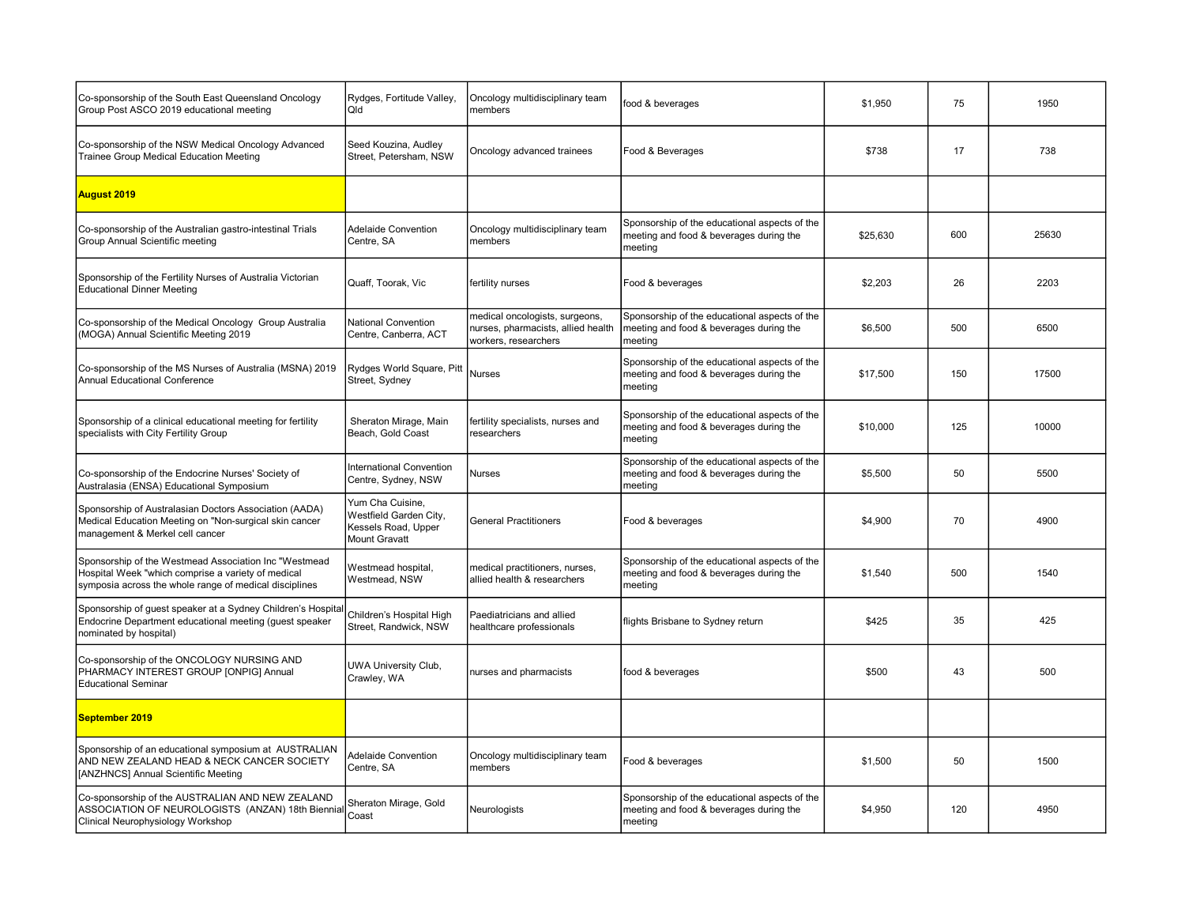| | | | | | | |
|---|---|---|---|---|---|---|
| Co-sponsorship of the South East Queensland Oncology Group Post ASCO 2019 educational meeting | Rydges, Fortitude Valley, Qld | Oncology multidisciplinary team members | food & beverages | $1,950 | 75 | 1950 |
| Co-sponsorship of the NSW Medical Oncology Advanced Trainee Group Medical Education Meeting | Seed Kouzina, Audley Street, Petersham, NSW | Oncology advanced trainees | Food & Beverages | $738 | 17 | 738 |
| **August 2019** | | | | | | |
| Co-sponsorship of the Australian gastro-intestinal Trials Group Annual Scientific meeting | Adelaide Convention Centre, SA | Oncology multidisciplinary team members | Sponsorship of the educational aspects of the meeting and food & beverages during the meeting | $25,630 | 600 | 25630 |
| Sponsorship of the Fertility Nurses of Australia Victorian Educational Dinner Meeting | Quaff, Toorak, Vic | fertility nurses | Food & beverages | $2,203 | 26 | 2203 |
| Co-sponsorship of the Medical Oncology Group Australia (MOGA) Annual Scientific Meeting 2019 | National Convention Centre, Canberra, ACT | medical oncologists, surgeons, nurses, pharmacists, allied health workers, researchers | Sponsorship of the educational aspects of the meeting and food & beverages during the meeting | $6,500 | 500 | 6500 |
| Co-sponsorship of the MS Nurses of Australia (MSNA) 2019 Annual Educational Conference | Rydges World Square, Pitt Street, Sydney | Nurses | Sponsorship of the educational aspects of the meeting and food & beverages during the meeting | $17,500 | 150 | 17500 |
| Sponsorship of a clinical educational meeting for fertility specialists with City Fertility Group | Sheraton Mirage, Main Beach, Gold Coast | fertility specialists, nurses and researchers | Sponsorship of the educational aspects of the meeting and food & beverages during the meeting | $10,000 | 125 | 10000 |
| Co-sponsorship of the Endocrine Nurses' Society of Australasia (ENSA) Educational Symposium | International Convention Centre, Sydney, NSW | Nurses | Sponsorship of the educational aspects of the meeting and food & beverages during the meeting | $5,500 | 50 | 5500 |
| Sponsorship of Australasian Doctors Association (AADA) Medical Education Meeting on "Non-surgical skin cancer management & Merkel cell cancer | Yum Cha Cuisine, Westfield Garden City, Kessels Road, Upper Mount Gravatt | General Practitioners | Food & beverages | $4,900 | 70 | 4900 |
| Sponsorship of the Westmead Association Inc "Westmead Hospital Week "which comprise a variety of medical symposia across the whole range of medical disciplines | Westmead hospital, Westmead, NSW | medical practitioners, nurses, allied health & researchers | Sponsorship of the educational aspects of the meeting and food & beverages during the meeting | $1,540 | 500 | 1540 |
| Sponsorship of guest speaker at a Sydney Children's Hospital Endocrine Department educational meeting (guest speaker nominated by hospital) | Children's Hospital High Street, Randwick, NSW | Paediatricians and allied healthcare professionals | flights Brisbane to Sydney return | $425 | 35 | 425 |
| Co-sponsorship of the ONCOLOGY NURSING AND PHARMACY INTEREST GROUP [ONPIG] Annual Educational Seminar | UWA University Club, Crawley, WA | nurses and pharmacists | food & beverages | $500 | 43 | 500 |
| **September 2019** | | | | | | |
| Sponsorship of an educational symposium at AUSTRALIAN AND NEW ZEALAND HEAD & NECK CANCER SOCIETY [ANZHNCS] Annual Scientific Meeting | Adelaide Convention Centre, SA | Oncology multidisciplinary team members | Food & beverages | $1,500 | 50 | 1500 |
| Co-sponsorship of the AUSTRALIAN AND NEW ZEALAND ASSOCIATION OF NEUROLOGISTS (ANZAN) 18th Biennial Clinical Neurophysiology Workshop | Sheraton Mirage, Gold Coast | Neurologists | Sponsorship of the educational aspects of the meeting and food & beverages during the meeting | $4,950 | 120 | 4950 |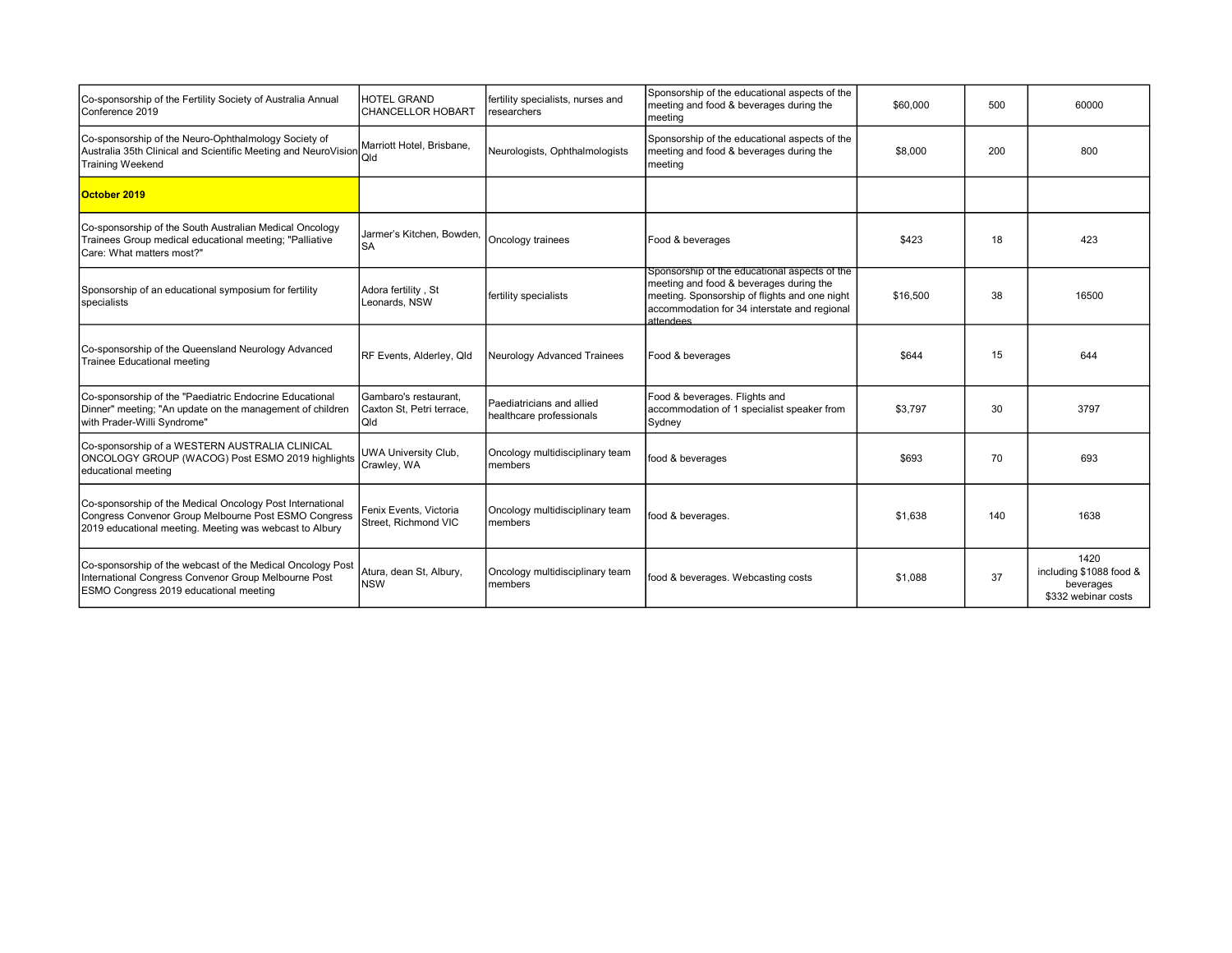| | | | | | | |
|---|---|---|---|---|---|---|
| Co-sponsorship of the Fertility Society of Australia Annual Conference 2019 | HOTEL GRAND CHANCELLOR HOBART | fertility specialists, nurses and researchers | Sponsorship of the educational aspects of the meeting and food & beverages during the meeting | $60,000 | 500 | 60000 |
| Co-sponsorship of the Neuro-Ophthalmology Society of Australia 35th Clinical and Scientific Meeting and NeuroVision Training Weekend | Marriott Hotel, Brisbane, Qld | Neurologists, Ophthalmologists | Sponsorship of the educational aspects of the meeting and food & beverages during the meeting | $8,000 | 200 | 800 |
| **October 2019** | | | | | | |
| Co-sponsorship of the South Australian Medical Oncology Trainees Group medical educational meeting; "Palliative Care: What matters most?" | Jarmer's Kitchen, Bowden, SA | Oncology trainees | Food & beverages | $423 | 18 | 423 |
| Sponsorship of an educational symposium for fertility specialists | Adora fertility , St Leonards, NSW | fertility specialists | Sponsorship of the educational aspects of the meeting and food & beverages during the meeting. Sponsorship of flights and one night accommodation for 34 interstate and regional attendees | $16,500 | 38 | 16500 |
| Co-sponsorship of the Queensland Neurology Advanced Trainee Educational meeting | RF Events, Alderley, Qld | Neurology Advanced Trainees | Food & beverages | $644 | 15 | 644 |
| Co-sponsorship of the "Paediatric Endocrine Educational Dinner" meeting; "An update on the management of children with Prader-Willi Syndrome" | Gambaro's restaurant, Caxton St, Petri terrace, Qld | Paediatricians and allied healthcare professionals | Food & beverages. Flights and accommodation of 1 specialist speaker from Sydney | $3,797 | 30 | 3797 |
| Co-sponsorship of a WESTERN AUSTRALIA CLINICAL ONCOLOGY GROUP (WACOG) Post ESMO 2019 highlights educational meeting | UWA University Club, Crawley, WA | Oncology multidisciplinary team members | food & beverages | $693 | 70 | 693 |
| Co-sponsorship of the Medical Oncology Post International Congress Convenor Group Melbourne Post ESMO Congress 2019 educational meeting. Meeting was webcast to Albury | Fenix Events, Victoria Street, Richmond VIC | Oncology multidisciplinary team members | food & beverages. | $1,638 | 140 | 1638 |
| Co-sponsorship of the webcast of the Medical Oncology Post International Congress Convenor Group Melbourne Post ESMO Congress 2019 educational meeting | Atura, dean St, Albury, NSW | Oncology multidisciplinary team members | food & beverages. Webcasting costs | $1,088 | 37 | 1420 including $1088 food & beverages $332 webinar costs |